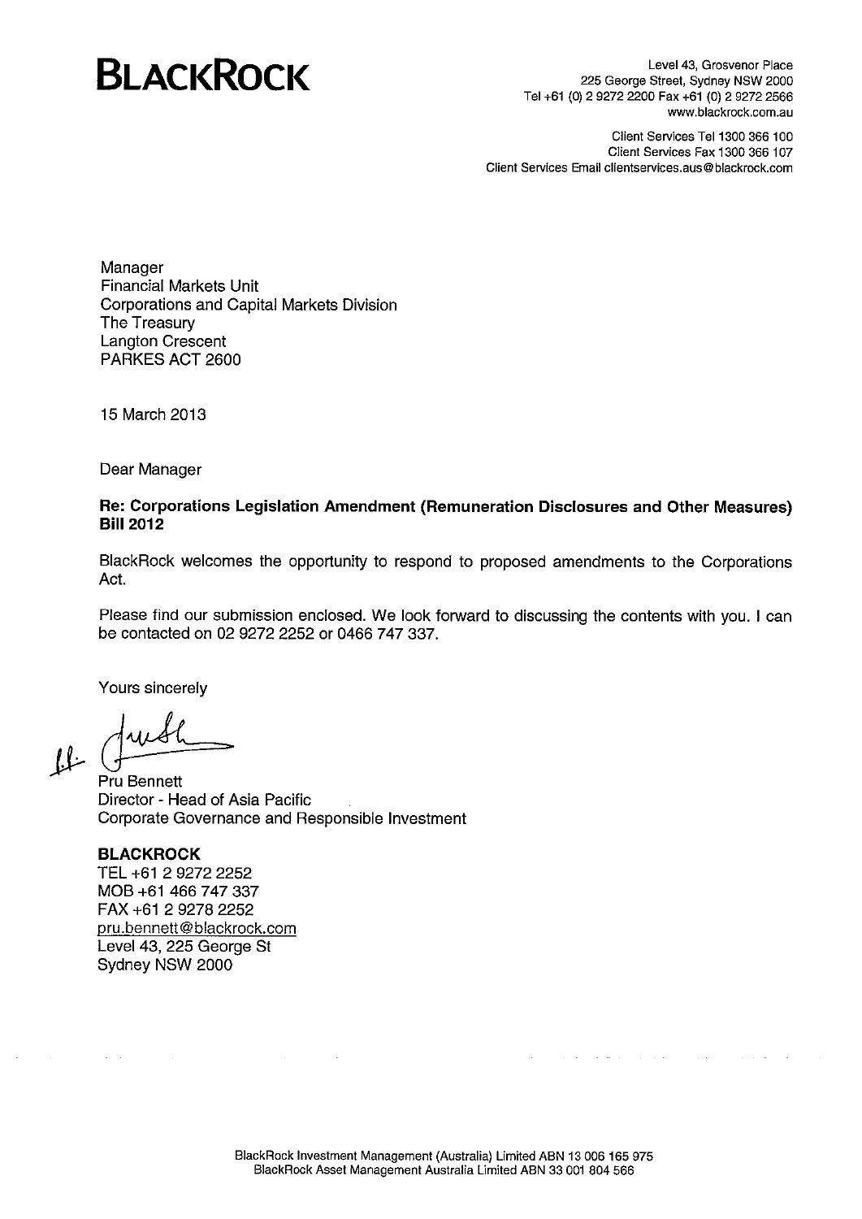# BLACKROCK

Level 43, Grosvenor Place
225 George Street, Sydney NSW 2000
Tel +61 (0) 2 9272 2200 Fax +61 (0) 2 9272 2566
www.blackrock.com.au

Client Services Tel 1300 366 100
Client Services Fax 1300 366 107
Client Services Email clientservices.aus@blackrock.com

Manager
Financial Markets Unit
Corporations and Capital Markets Division
The Treasury
Langton Crescent
PARKES ACT 2600

15 March 2013

Dear Manager

**Re: Corporations Legislation Amendment (Remuneration Disclosures and Other Measures) Bill 2012**

BlackRock welcomes the opportunity to respond to proposed amendments to the Corporations Act.

Please find our submission enclosed. We look forward to discussing the contents with you. I can be contacted on 02 9272 2252 or 0466 747 337.

Yours sincerely

Pru Bennett
Director - Head of Asia Pacific
Corporate Governance and Responsible Investment

**BLACKROCK**
TEL +61 2 9272 2252
MOB +61 466 747 337
FAX +61 2 9278 2252
pru.bennett@blackrock.com
Level 43, 225 George St
Sydney NSW 2000

BlackRock Investment Management (Australia) Limited ABN 13 006 165 975
BlackRock Asset Management Australia Limited ABN 33 001 804 566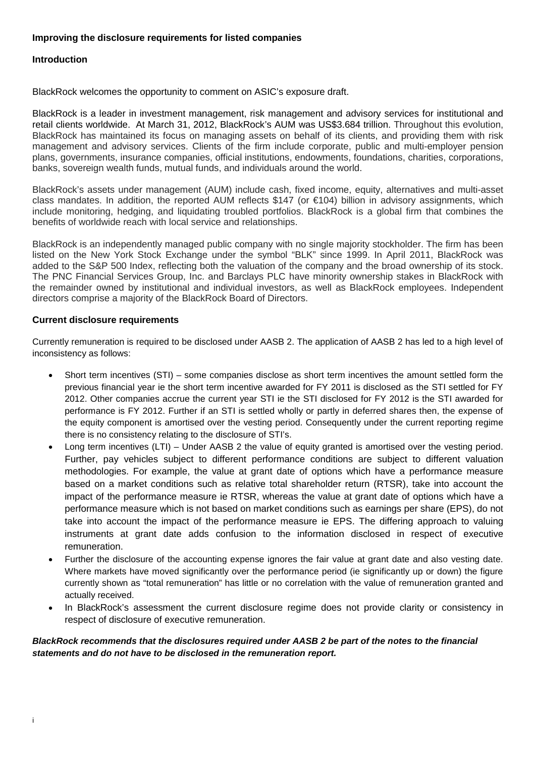**Improving the disclosure requirements for listed companies**

**Introduction**

BlackRock welcomes the opportunity to comment on ASIC's exposure draft.

BlackRock is a leader in investment management, risk management and advisory services for institutional and retail clients worldwide. At March 31, 2012, BlackRock's AUM was US$3.684 trillion. Throughout this evolution, BlackRock has maintained its focus on managing assets on behalf of its clients, and providing them with risk management and advisory services. Clients of the firm include corporate, public and multi-employer pension plans, governments, insurance companies, official institutions, endowments, foundations, charities, corporations, banks, sovereign wealth funds, mutual funds, and individuals around the world.

BlackRock's assets under management (AUM) include cash, fixed income, equity, alternatives and multi-asset class mandates. In addition, the reported AUM reflects $147 (or €104) billion in advisory assignments, which include monitoring, hedging, and liquidating troubled portfolios. BlackRock is a global firm that combines the benefits of worldwide reach with local service and relationships.

BlackRock is an independently managed public company with no single majority stockholder. The firm has been listed on the New York Stock Exchange under the symbol "BLK" since 1999. In April 2011, BlackRock was added to the S&P 500 Index, reflecting both the valuation of the company and the broad ownership of its stock. The PNC Financial Services Group, Inc. and Barclays PLC have minority ownership stakes in BlackRock with the remainder owned by institutional and individual investors, as well as BlackRock employees. Independent directors comprise a majority of the BlackRock Board of Directors.

**Current disclosure requirements**

Currently remuneration is required to be disclosed under AASB 2. The application of AASB 2 has led to a high level of inconsistency as follows:

- Short term incentives (STI) – some companies disclose as short term incentives the amount settled form the previous financial year ie the short term incentive awarded for FY 2011 is disclosed as the STI settled for FY 2012. Other companies accrue the current year STI ie the STI disclosed for FY 2012 is the STI awarded for performance is FY 2012. Further if an STI is settled wholly or partly in deferred shares then, the expense of the equity component is amortised over the vesting period. Consequently under the current reporting regime there is no consistency relating to the disclosure of STI's.
- Long term incentives (LTI) – Under AASB 2 the value of equity granted is amortised over the vesting period. Further, pay vehicles subject to different performance conditions are subject to different valuation methodologies. For example, the value at grant date of options which have a performance measure based on a market conditions such as relative total shareholder return (RTSR), take into account the impact of the performance measure ie RTSR, whereas the value at grant date of options which have a performance measure which is not based on market conditions such as earnings per share (EPS), do not take into account the impact of the performance measure ie EPS. The differing approach to valuing instruments at grant date adds confusion to the information disclosed in respect of executive remuneration.
- Further the disclosure of the accounting expense ignores the fair value at grant date and also vesting date. Where markets have moved significantly over the performance period (ie significantly up or down) the figure currently shown as "total remuneration" has little or no correlation with the value of remuneration granted and actually received.
- In BlackRock's assessment the current disclosure regime does not provide clarity or consistency in respect of disclosure of executive remuneration.

***BlackRock recommends that the disclosures required under AASB 2 be part of the notes to the financial statements and do not have to be disclosed in the remuneration report.***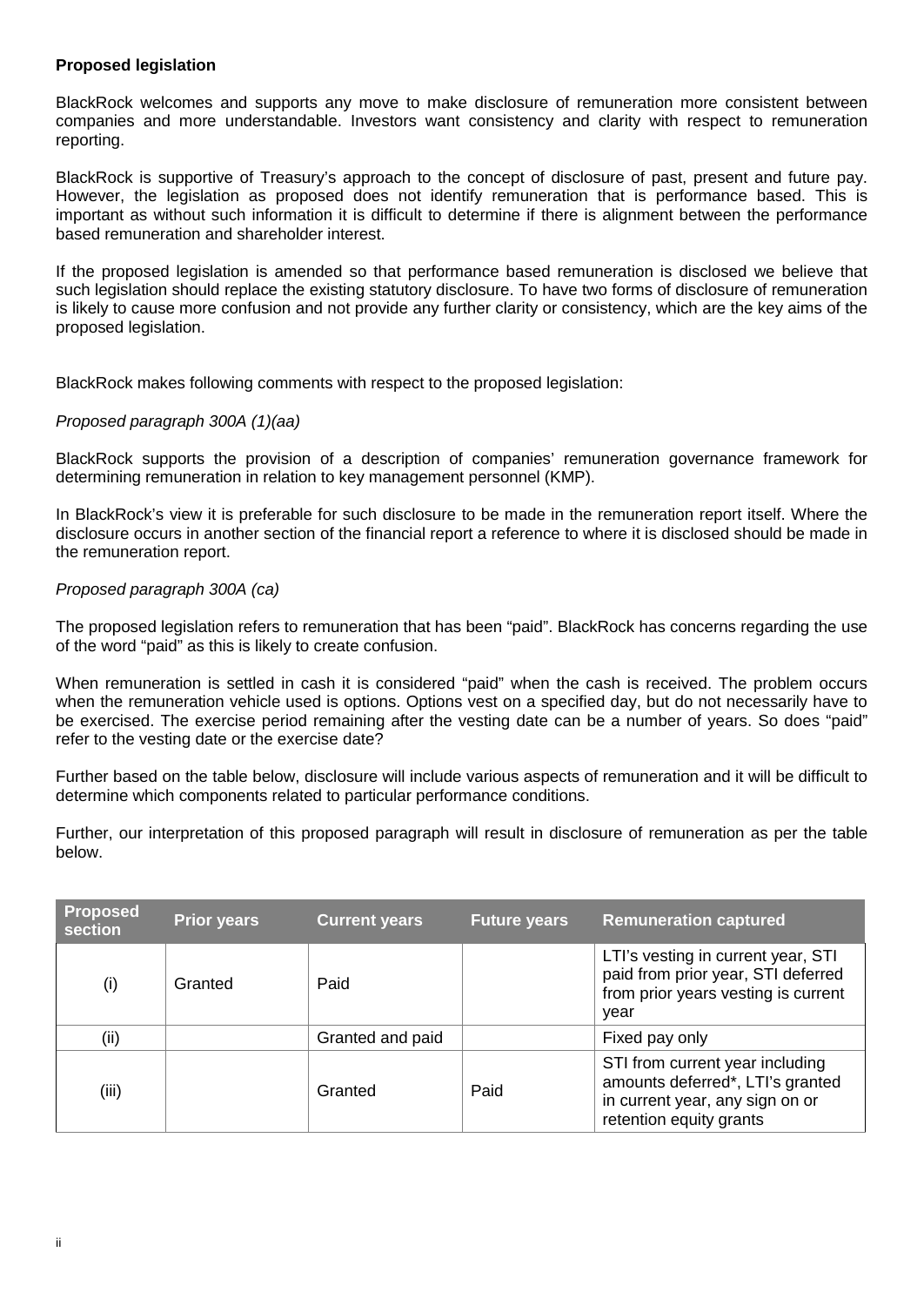**Proposed legislation**

BlackRock welcomes and supports any move to make disclosure of remuneration more consistent between companies and more understandable. Investors want consistency and clarity with respect to remuneration reporting.

BlackRock is supportive of Treasury's approach to the concept of disclosure of past, present and future pay. However, the legislation as proposed does not identify remuneration that is performance based. This is important as without such information it is difficult to determine if there is alignment between the performance based remuneration and shareholder interest.

If the proposed legislation is amended so that performance based remuneration is disclosed we believe that such legislation should replace the existing statutory disclosure. To have two forms of disclosure of remuneration is likely to cause more confusion and not provide any further clarity or consistency, which are the key aims of the proposed legislation.

BlackRock makes following comments with respect to the proposed legislation:

*Proposed paragraph 300A (1)(aa)*

BlackRock supports the provision of a description of companies' remuneration governance framework for determining remuneration in relation to key management personnel (KMP).

In BlackRock's view it is preferable for such disclosure to be made in the remuneration report itself. Where the disclosure occurs in another section of the financial report a reference to where it is disclosed should be made in the remuneration report.

*Proposed paragraph 300A (ca)*

The proposed legislation refers to remuneration that has been "paid". BlackRock has concerns regarding the use of the word "paid" as this is likely to create confusion.

When remuneration is settled in cash it is considered "paid" when the cash is received. The problem occurs when the remuneration vehicle used is options. Options vest on a specified day, but do not necessarily have to be exercised. The exercise period remaining after the vesting date can be a number of years. So does "paid" refer to the vesting date or the exercise date?

Further based on the table below, disclosure will include various aspects of remuneration and it will be difficult to determine which components related to particular performance conditions.

Further, our interpretation of this proposed paragraph will result in disclosure of remuneration as per the table below.

| Proposed section | Prior years | Current years | Future years | Remuneration captured |
|---|---|---|---|---|
| (i) | Granted | Paid | | LTI's vesting in current year, STI paid from prior year, STI deferred from prior years vesting is current year |
| (ii) | | Granted and paid | | Fixed pay only |
| (iii) | | Granted | Paid | STI from current year including amounts deferred*, LTI's granted in current year, any sign on or retention equity grants |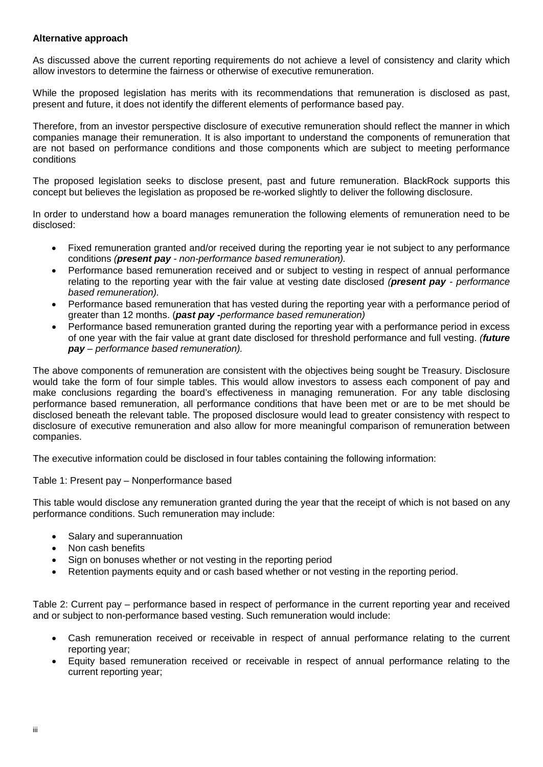**Alternative approach**

As discussed above the current reporting requirements do not achieve a level of consistency and clarity which allow investors to determine the fairness or otherwise of executive remuneration.

While the proposed legislation has merits with its recommendations that remuneration is disclosed as past, present and future, it does not identify the different elements of performance based pay.

Therefore, from an investor perspective disclosure of executive remuneration should reflect the manner in which companies manage their remuneration. It is also important to understand the components of remuneration that are not based on performance conditions and those components which are subject to meeting performance conditions

The proposed legislation seeks to disclose present, past and future remuneration. BlackRock supports this concept but believes the legislation as proposed be re-worked slightly to deliver the following disclosure.

In order to understand how a board manages remuneration the following elements of remuneration need to be disclosed:

- Fixed remuneration granted and/or received during the reporting year ie not subject to any performance conditions *(**present pay** - non-performance based remuneration).*
- Performance based remuneration received and or subject to vesting in respect of annual performance relating to the reporting year with the fair value at vesting date disclosed *(**present pay** - performance based remuneration).*
- Performance based remuneration that has vested during the reporting year with a performance period of greater than 12 months. (***past pay -****performance based remuneration)*
- Performance based remuneration granted during the reporting year with a performance period in excess of one year with the fair value at grant date disclosed for threshold performance and full vesting. *(**future pay** – performance based remuneration).*

The above components of remuneration are consistent with the objectives being sought be Treasury. Disclosure would take the form of four simple tables. This would allow investors to assess each component of pay and make conclusions regarding the board's effectiveness in managing remuneration. For any table disclosing performance based remuneration, all performance conditions that have been met or are to be met should be disclosed beneath the relevant table. The proposed disclosure would lead to greater consistency with respect to disclosure of executive remuneration and also allow for more meaningful comparison of remuneration between companies.

The executive information could be disclosed in four tables containing the following information:

Table 1: Present pay – Nonperformance based

This table would disclose any remuneration granted during the year that the receipt of which is not based on any performance conditions. Such remuneration may include:

- Salary and superannuation
- Non cash benefits
- Sign on bonuses whether or not vesting in the reporting period
- Retention payments equity and or cash based whether or not vesting in the reporting period.

Table 2: Current pay – performance based in respect of performance in the current reporting year and received and or subject to non-performance based vesting. Such remuneration would include:

- Cash remuneration received or receivable in respect of annual performance relating to the current reporting year;
- Equity based remuneration received or receivable in respect of annual performance relating to the current reporting year;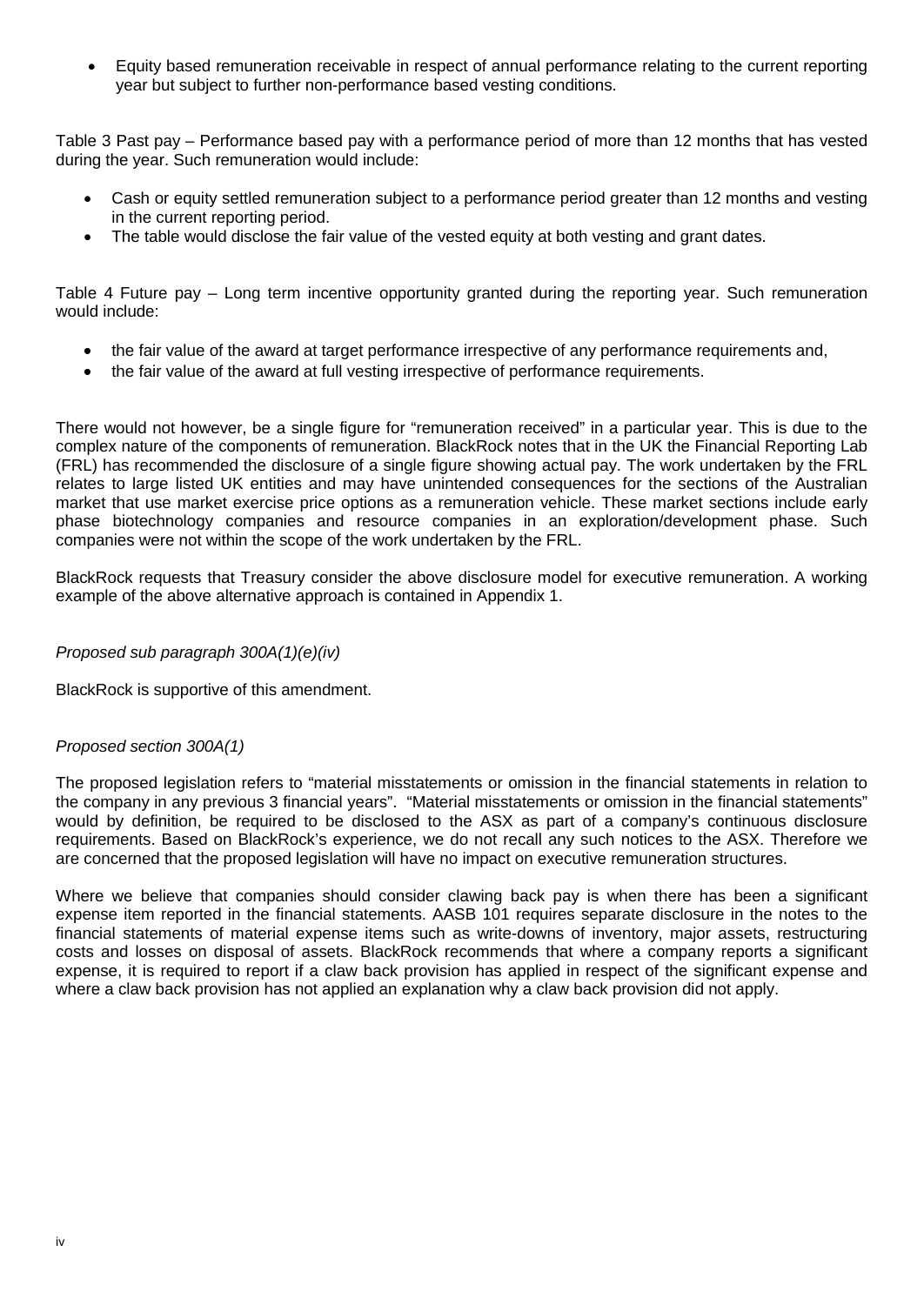- Equity based remuneration receivable in respect of annual performance relating to the current reporting year but subject to further non-performance based vesting conditions.

Table 3 Past pay – Performance based pay with a performance period of more than 12 months that has vested during the year. Such remuneration would include:

- Cash or equity settled remuneration subject to a performance period greater than 12 months and vesting in the current reporting period.
- The table would disclose the fair value of the vested equity at both vesting and grant dates.

Table 4 Future pay – Long term incentive opportunity granted during the reporting year. Such remuneration would include:

- the fair value of the award at target performance irrespective of any performance requirements and,
- the fair value of the award at full vesting irrespective of performance requirements.

There would not however, be a single figure for "remuneration received" in a particular year. This is due to the complex nature of the components of remuneration. BlackRock notes that in the UK the Financial Reporting Lab (FRL) has recommended the disclosure of a single figure showing actual pay. The work undertaken by the FRL relates to large listed UK entities and may have unintended consequences for the sections of the Australian market that use market exercise price options as a remuneration vehicle. These market sections include early phase biotechnology companies and resource companies in an exploration/development phase. Such companies were not within the scope of the work undertaken by the FRL.

BlackRock requests that Treasury consider the above disclosure model for executive remuneration. A working example of the above alternative approach is contained in Appendix 1.

*Proposed sub paragraph 300A(1)(e)(iv)*

BlackRock is supportive of this amendment.

*Proposed section 300A(1)*

The proposed legislation refers to "material misstatements or omission in the financial statements in relation to the company in any previous 3 financial years". "Material misstatements or omission in the financial statements" would by definition, be required to be disclosed to the ASX as part of a company's continuous disclosure requirements. Based on BlackRock's experience, we do not recall any such notices to the ASX. Therefore we are concerned that the proposed legislation will have no impact on executive remuneration structures.

Where we believe that companies should consider clawing back pay is when there has been a significant expense item reported in the financial statements. AASB 101 requires separate disclosure in the notes to the financial statements of material expense items such as write-downs of inventory, major assets, restructuring costs and losses on disposal of assets. BlackRock recommends that where a company reports a significant expense, it is required to report if a claw back provision has applied in respect of the significant expense and where a claw back provision has not applied an explanation why a claw back provision did not apply.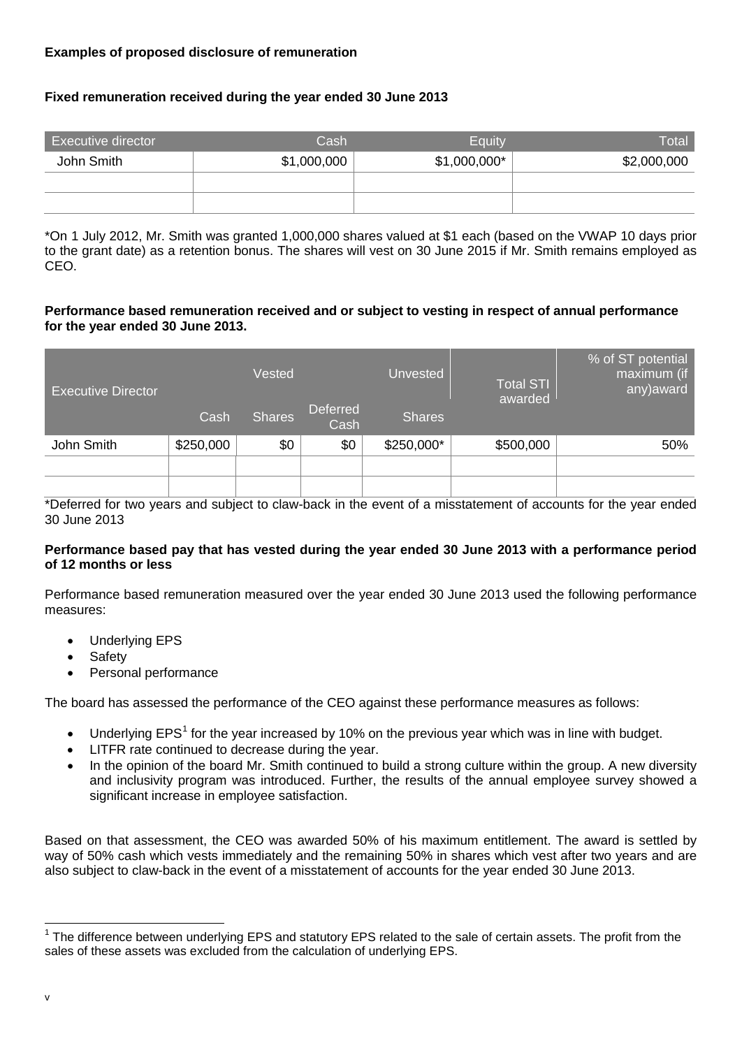**Examples of proposed disclosure of remuneration**

**Fixed remuneration received during the year ended 30 June 2013**

| Executive director | Cash | Equity | Total |
|---|---|---|---|
| John Smith | $1,000,000 | $1,000,000* | $2,000,000 |
| | | | |
| | | | |

*On 1 July 2012, Mr. Smith was granted 1,000,000 shares valued at $1 each (based on the VWAP 10 days prior to the grant date) as a retention bonus. The shares will vest on 30 June 2015 if Mr. Smith remains employed as CEO.

**Performance based remuneration received and or subject to vesting in respect of annual performance for the year ended 30 June 2013.**

| Executive Director | Vested | | | Unvested | Total STI awarded | % of ST potential maximum (if any)award |
|---|---|---|---|---|---|---|
| | Cash | Shares | Deferred Cash | Shares | | |
| John Smith | $250,000 | $0 | $0 | $250,000* | $500,000 | 50% |
| | | | | | | |
| | | | | | | |

*Deferred for two years and subject to claw-back in the event of a misstatement of accounts for the year ended 30 June 2013

**Performance based pay that has vested during the year ended 30 June 2013 with a performance period of 12 months or less**

Performance based remuneration measured over the year ended 30 June 2013 used the following performance measures:

- Underlying EPS
- Safety
- Personal performance

The board has assessed the performance of the CEO against these performance measures as follows:

- Underlying EPS[1] for the year increased by 10% on the previous year which was in line with budget.
- LITFR rate continued to decrease during the year.
- In the opinion of the board Mr. Smith continued to build a strong culture within the group. A new diversity and inclusivity program was introduced. Further, the results of the annual employee survey showed a significant increase in employee satisfaction.

Based on that assessment, the CEO was awarded 50% of his maximum entitlement. The award is settled by way of 50% cash which vests immediately and the remaining 50% in shares which vest after two years and are also subject to claw-back in the event of a misstatement of accounts for the year ended 30 June 2013.

[1] The difference between underlying EPS and statutory EPS related to the sale of certain assets. The profit from the sales of these assets was excluded from the calculation of underlying EPS.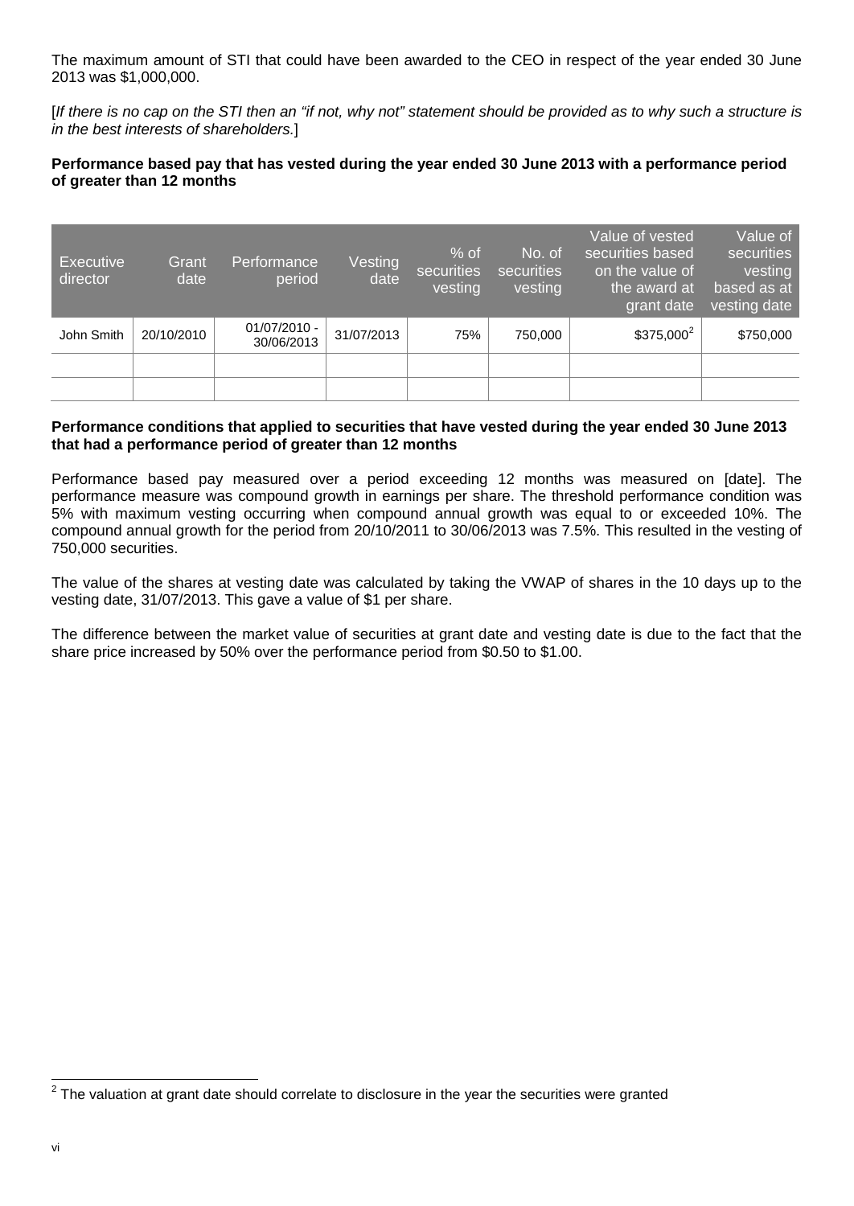The maximum amount of STI that could have been awarded to the CEO in respect of the year ended 30 June 2013 was $1,000,000.

[*If there is no cap on the STI then an "if not, why not" statement should be provided as to why such a structure is in the best interests of shareholders.*]

**Performance based pay that has vested during the year ended 30 June 2013 with a performance period of greater than 12 months**

| Executive director | Grant date | Performance period | Vesting date | % of securities vesting | No. of securities vesting | Value of vested securities based on the value of the award at grant date | Value of securities vesting based as at vesting date |
|---|---|---|---|---|---|---|---|
| John Smith | 20/10/2010 | 01/07/2010 - 30/06/2013 | 31/07/2013 | 75% | 750,000 | $375,000[2] | $750,000 |
| | | | | | | | |
| | | | | | | | |

**Performance conditions that applied to securities that have vested during the year ended 30 June 2013 that had a performance period of greater than 12 months**

Performance based pay measured over a period exceeding 12 months was measured on [date]. The performance measure was compound growth in earnings per share. The threshold performance condition was 5% with maximum vesting occurring when compound annual growth was equal to or exceeded 10%. The compound annual growth for the period from 20/10/2011 to 30/06/2013 was 7.5%. This resulted in the vesting of 750,000 securities.

The value of the shares at vesting date was calculated by taking the VWAP of shares in the 10 days up to the vesting date, 31/07/2013. This gave a value of $1 per share.

The difference between the market value of securities at grant date and vesting date is due to the fact that the share price increased by 50% over the performance period from $0.50 to $1.00.

[2] The valuation at grant date should correlate to disclosure in the year the securities were granted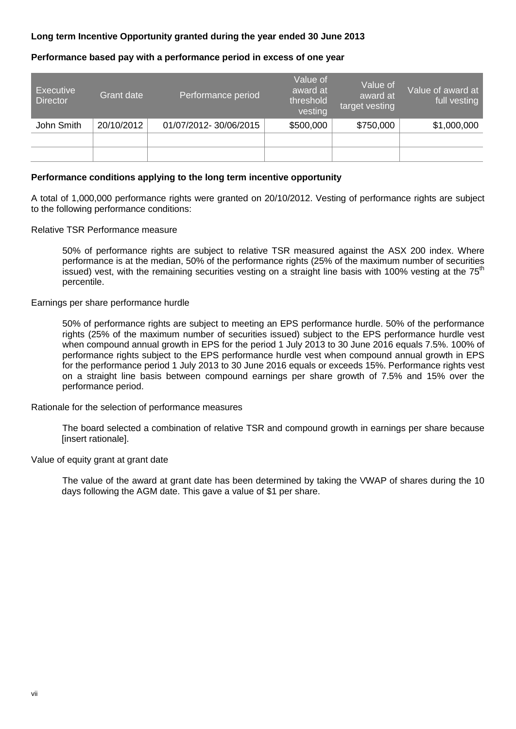**Long term Incentive Opportunity granted during the year ended 30 June 2013**

**Performance based pay with a performance period in excess of one year**

| Executive Director | Grant date | Performance period | Value of award at threshold vesting | Value of award at target vesting | Value of award at full vesting |
|---|---|---|---|---|---|
| John Smith | 20/10/2012 | 01/07/2012- 30/06/2015 | $500,000 | $750,000 | $1,000,000 |
| | | | | | |
| | | | | | |

**Performance conditions applying to the long term incentive opportunity**

A total of 1,000,000 performance rights were granted on 20/10/2012. Vesting of performance rights are subject to the following performance conditions:

Relative TSR Performance measure

> 50% of performance rights are subject to relative TSR measured against the ASX 200 index. Where performance is at the median, 50% of the performance rights (25% of the maximum number of securities issued) vest, with the remaining securities vesting on a straight line basis with 100% vesting at the 75th percentile.

Earnings per share performance hurdle

> 50% of performance rights are subject to meeting an EPS performance hurdle. 50% of the performance rights (25% of the maximum number of securities issued) subject to the EPS performance hurdle vest when compound annual growth in EPS for the period 1 July 2013 to 30 June 2016 equals 7.5%. 100% of performance rights subject to the EPS performance hurdle vest when compound annual growth in EPS for the performance period 1 July 2013 to 30 June 2016 equals or exceeds 15%. Performance rights vest on a straight line basis between compound earnings per share growth of 7.5% and 15% over the performance period.

Rationale for the selection of performance measures

> The board selected a combination of relative TSR and compound growth in earnings per share because [insert rationale].

Value of equity grant at grant date

> The value of the award at grant date has been determined by taking the VWAP of shares during the 10 days following the AGM date. This gave a value of $1 per share.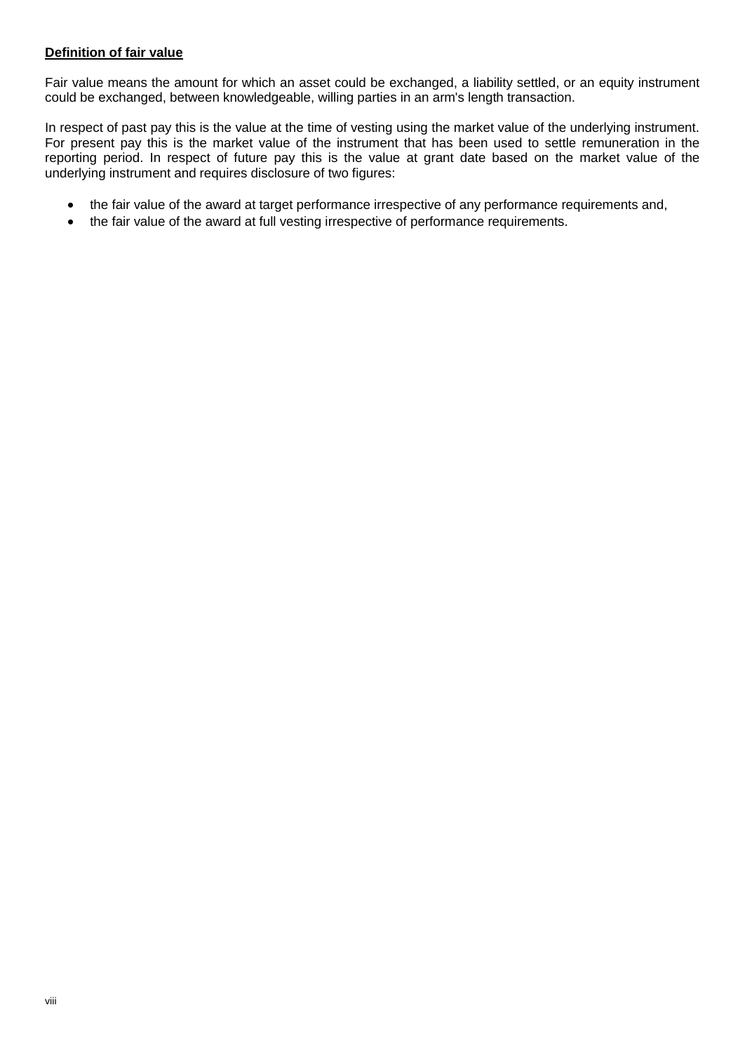**Definition of fair value**

Fair value means the amount for which an asset could be exchanged, a liability settled, or an equity instrument could be exchanged, between knowledgeable, willing parties in an arm's length transaction.

In respect of past pay this is the value at the time of vesting using the market value of the underlying instrument. For present pay this is the market value of the instrument that has been used to settle remuneration in the reporting period. In respect of future pay this is the value at grant date based on the market value of the underlying instrument and requires disclosure of two figures:

- the fair value of the award at target performance irrespective of any performance requirements and,
- the fair value of the award at full vesting irrespective of performance requirements.